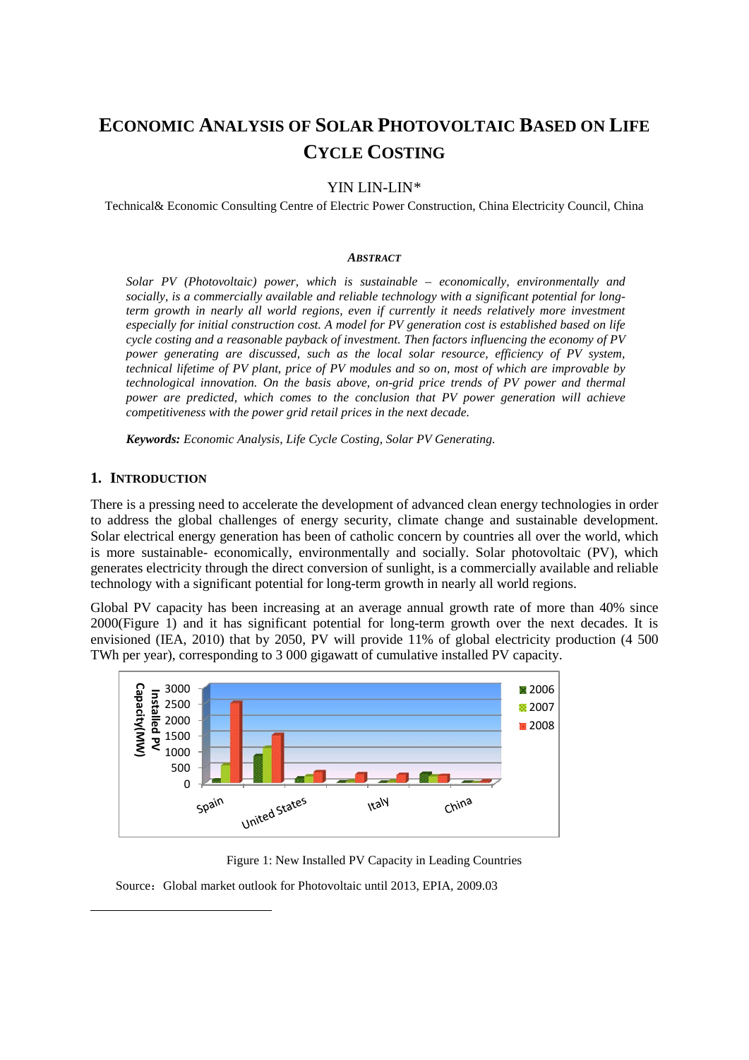# ECONOMIC ANALYSIS OF SOLAR PHOTOVOLTAIC BASED ON LIFE CYCLE COSTING

YIN LIN-LIN*

Technical& Economic Consulting Centre of Electric Power Construction, China Electricity Council, China

***ABSTRACT***

*Solar PV (Photovoltaic) power, which is sustainable – economically, environmentally and socially, is a commercially available and reliable technology with a significant potential for long-term growth in nearly all world regions, even if currently it needs relatively more investment especially for initial construction cost. A model for PV generation cost is established based on life cycle costing and a reasonable payback of investment. Then factors influencing the economy of PV power generating are discussed, such as the local solar resource, efficiency of PV system, technical lifetime of PV plant, price of PV modules and so on, most of which are improvable by technological innovation. On the basis above, on-grid price trends of PV power and thermal power are predicted, which comes to the conclusion that PV power generation will achieve competitiveness with the power grid retail prices in the next decade.*

***Keywords:*** *Economic Analysis, Life Cycle Costing, Solar PV Generating.*

## 1. INTRODUCTION

There is a pressing need to accelerate the development of advanced clean energy technologies in order to address the global challenges of energy security, climate change and sustainable development. Solar electrical energy generation has been of catholic concern by countries all over the world, which is more sustainable- economically, environmentally and socially. Solar photovoltaic (PV), which generates electricity through the direct conversion of sunlight, is a commercially available and reliable technology with a significant potential for long-term growth in nearly all world regions.

Global PV capacity has been increasing at an average annual growth rate of more than 40% since 2000(Figure 1) and it has significant potential for long-term growth over the next decades. It is envisioned (IEA, 2010) that by 2050, PV will provide 11% of global electricity production (4 500 TWh per year), corresponding to 3 000 gigawatt of cumulative installed PV capacity.

Figure 1: New Installed PV Capacity in Leading Countries

Source：Global market outlook for Photovoltaic until 2013, EPIA, 2009.03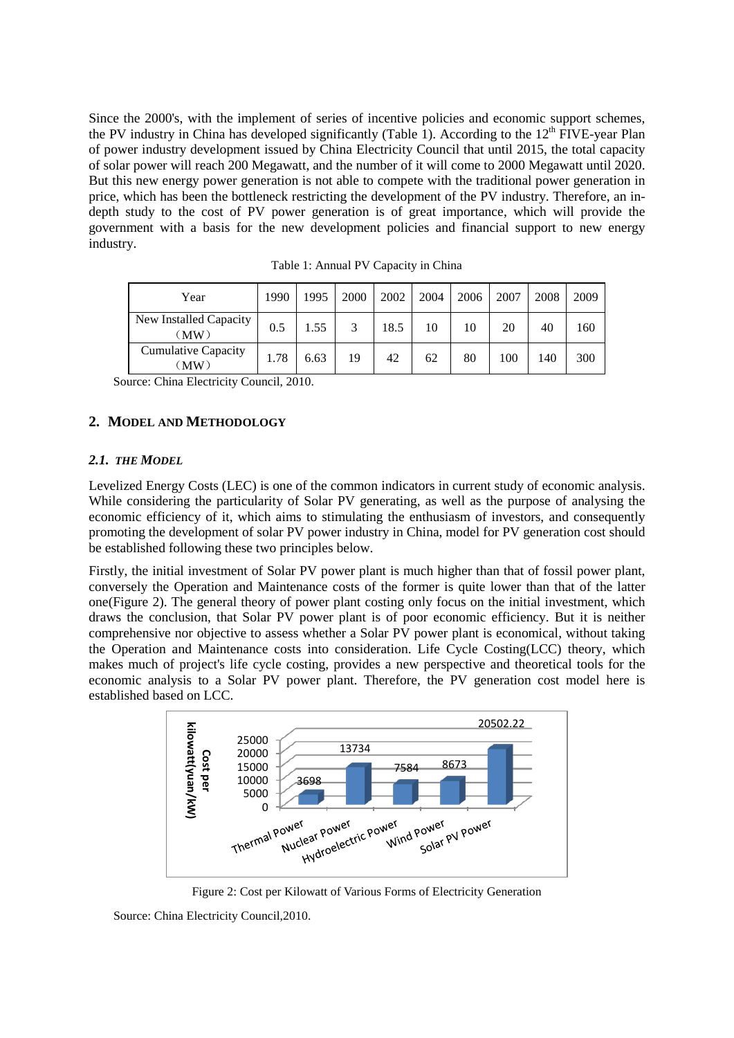Since the 2000's, with the implement of series of incentive policies and economic support schemes, the PV industry in China has developed significantly (Table 1). According to the 12th FIVE-year Plan of power industry development issued by China Electricity Council that until 2015, the total capacity of solar power will reach 200 Megawatt, and the number of it will come to 2000 Megawatt until 2020. But this new energy power generation is not able to compete with the traditional power generation in price, which has been the bottleneck restricting the development of the PV industry. Therefore, an in-depth study to the cost of PV power generation is of great importance, which will provide the government with a basis for the new development policies and financial support to new energy industry.

Table 1: Annual PV Capacity in China

| Year | 1990 | 1995 | 2000 | 2002 | 2004 | 2006 | 2007 | 2008 | 2009 |
|---|---|---|---|---|---|---|---|---|---|
| New Installed Capacity （MW） | 0.5 | 1.55 | 3 | 18.5 | 10 | 10 | 20 | 40 | 160 |
| Cumulative Capacity （MW） | 1.78 | 6.63 | 19 | 42 | 62 | 80 | 100 | 140 | 300 |

Source: China Electricity Council, 2010.

## 2. Model and Methodology

### *2.1. The Model*

Levelized Energy Costs (LEC) is one of the common indicators in current study of economic analysis. While considering the particularity of Solar PV generating, as well as the purpose of analysing the economic efficiency of it, which aims to stimulating the enthusiasm of investors, and consequently promoting the development of solar PV power industry in China, model for PV generation cost should be established following these two principles below.

Firstly, the initial investment of Solar PV power plant is much higher than that of fossil power plant, conversely the Operation and Maintenance costs of the former is quite lower than that of the latter one(Figure 2). The general theory of power plant costing only focus on the initial investment, which draws the conclusion, that Solar PV power plant is of poor economic efficiency. But it is neither comprehensive nor objective to assess whether a Solar PV power plant is economical, without taking the Operation and Maintenance costs into consideration. Life Cycle Costing(LCC) theory, which makes much of project's life cycle costing, provides a new perspective and theoretical tools for the economic analysis to a Solar PV power plant. Therefore, the PV generation cost model here is established based on LCC.

Figure 2: Cost per Kilowatt of Various Forms of Electricity Generation

Source: China Electricity Council,2010.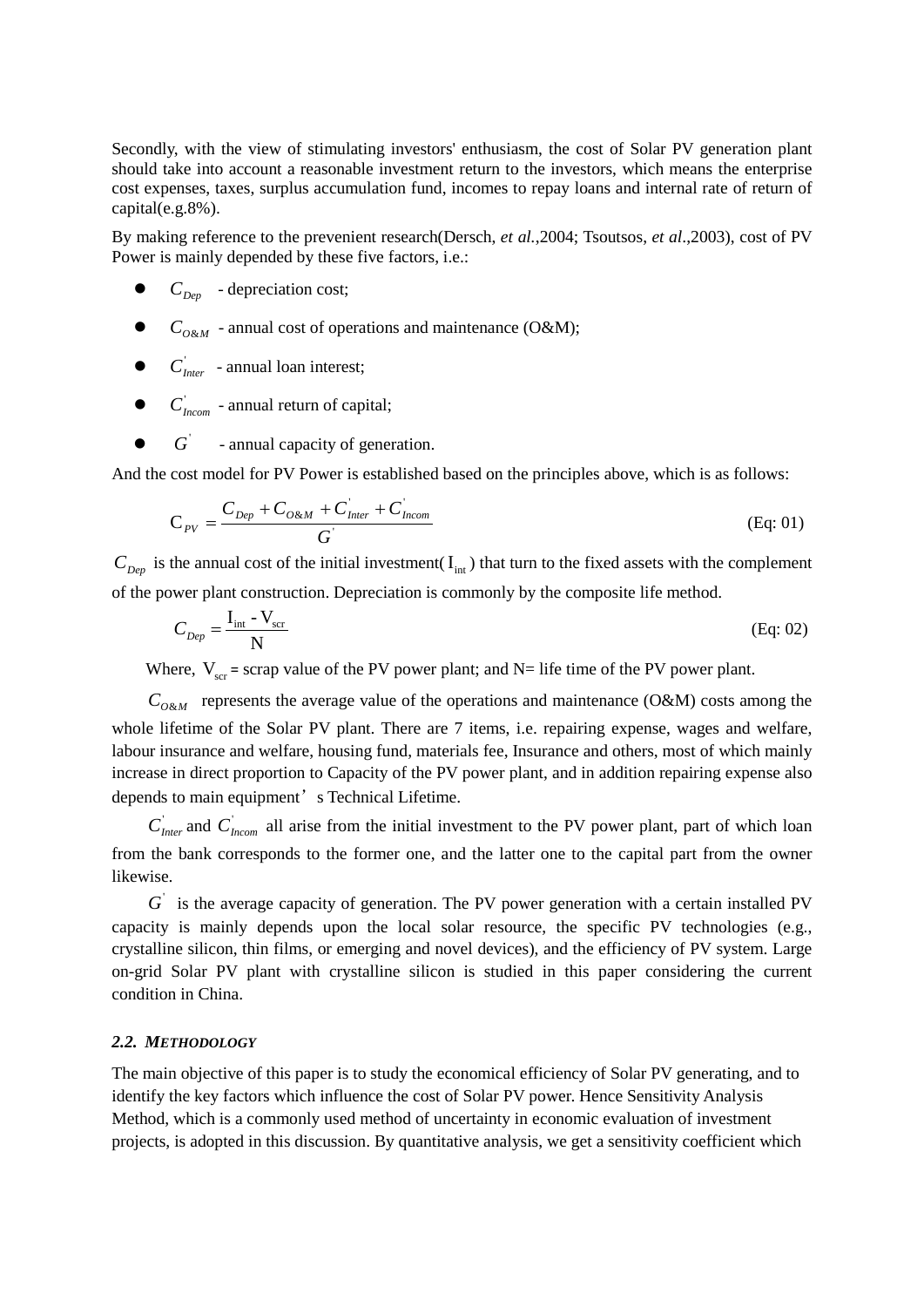Secondly, with the view of stimulating investors' enthusiasm, the cost of Solar PV generation plant should take into account a reasonable investment return to the investors, which means the enterprise cost expenses, taxes, surplus accumulation fund, incomes to repay loans and internal rate of return of capital(e.g.8%).

By making reference to the prevenient research(Dersch, *et al.*,2004; Tsoutsos, *et al*.,2003), cost of PV Power is mainly depended by these five factors, i.e.:

- $C_{Dep}$ - depreciation cost;
- $C_{O\&M}$ - annual cost of operations and maintenance (O&M);
- $C^{'}_{Inter}$ - annual loan interest;
- $C^{'}_{Incom}$ - annual return of capital;
- $G^{'}$ - annual capacity of generation.

And the cost model for PV Power is established based on the principles above, which is as follows:

$$C_{PV} = \frac{C_{Dep} + C_{O\&M} + C^{'}_{Inter} + C^{'}_{Incom}}{G^{'}} \tag{Eq: 01}$$

$C_{Dep}$ is the annual cost of the initial investment( $I_{int}$ ) that turn to the fixed assets with the complement of the power plant construction. Depreciation is commonly by the composite life method.

$$C_{Dep} = \frac{I_{int} - V_{scr}}{N} \tag{Eq: 02}$$

Where, $V_{scr}$ = scrap value of the PV power plant; and N= life time of the PV power plant.

$C_{O\&M}$ represents the average value of the operations and maintenance (O&M) costs among the whole lifetime of the Solar PV plant. There are 7 items, i.e. repairing expense, wages and welfare, labour insurance and welfare, housing fund, materials fee, Insurance and others, most of which mainly increase in direct proportion to Capacity of the PV power plant, and in addition repairing expense also depends to main equipment’s Technical Lifetime.

$C^{'}_{Inter}$ and $C^{'}_{Incom}$ all arise from the initial investment to the PV power plant, part of which loan from the bank corresponds to the former one, and the latter one to the capital part from the owner likewise.

$G^{'}$ is the average capacity of generation. The PV power generation with a certain installed PV capacity is mainly depends upon the local solar resource, the specific PV technologies (e.g., crystalline silicon, thin films, or emerging and novel devices), and the efficiency of PV system. Large on-grid Solar PV plant with crystalline silicon is studied in this paper considering the current condition in China.

### 2.2. *METHODOLOGY*

The main objective of this paper is to study the economical efficiency of Solar PV generating, and to identify the key factors which influence the cost of Solar PV power. Hence Sensitivity Analysis Method, which is a commonly used method of uncertainty in economic evaluation of investment projects, is adopted in this discussion. By quantitative analysis, we get a sensitivity coefficient which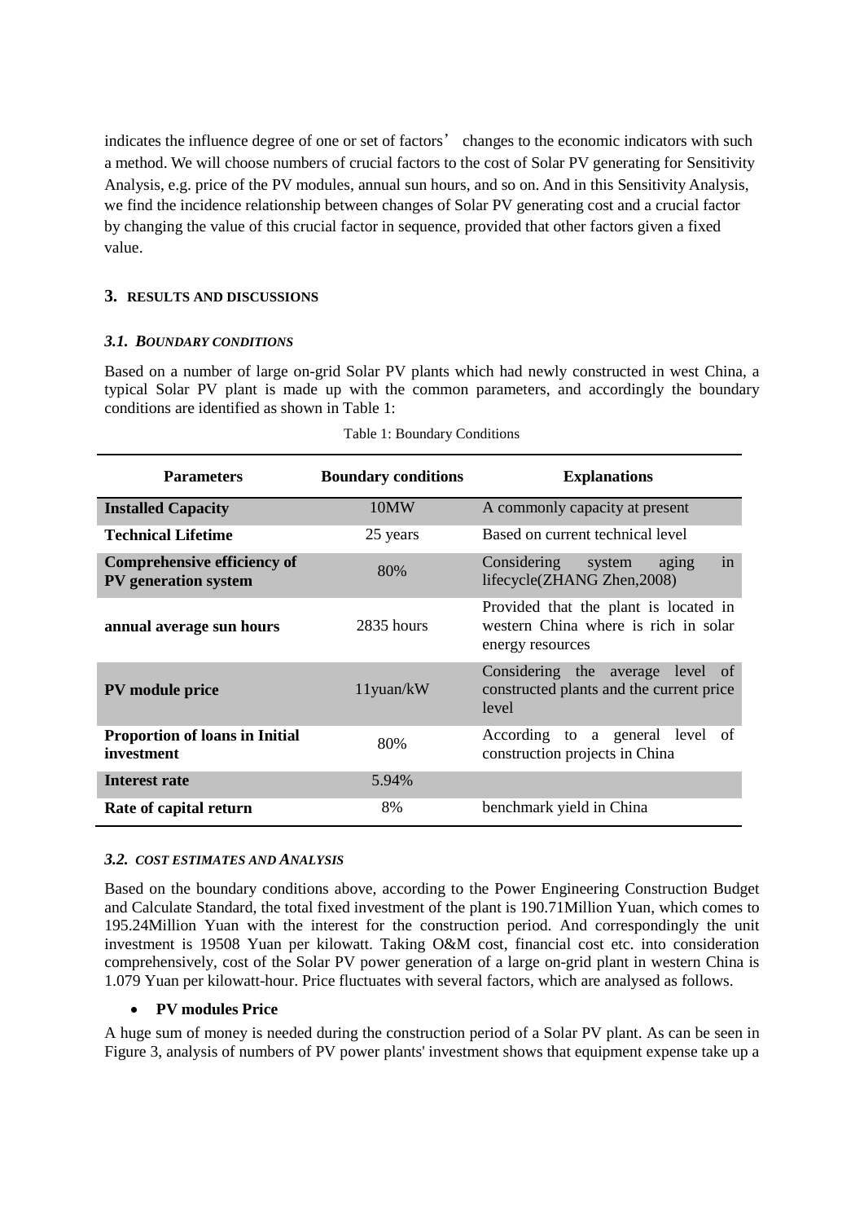indicates the influence degree of one or set of factors' changes to the economic indicators with such a method. We will choose numbers of crucial factors to the cost of Solar PV generating for Sensitivity Analysis, e.g. price of the PV modules, annual sun hours, and so on. And in this Sensitivity Analysis, we find the incidence relationship between changes of Solar PV generating cost and a crucial factor by changing the value of this crucial factor in sequence, provided that other factors given a fixed value.

## 3. RESULTS AND DISCUSSIONS

### *3.1. BOUNDARY CONDITIONS*

Based on a number of large on-grid Solar PV plants which had newly constructed in west China, a typical Solar PV plant is made up with the common parameters, and accordingly the boundary conditions are identified as shown in Table 1:

Table 1: Boundary Conditions

| Parameters | Boundary conditions | Explanations |
|---|---|---|
| **Installed Capacity** | 10MW | A commonly capacity at present |
| **Technical Lifetime** | 25 years | Based on current technical level |
| **Comprehensive efficiency of PV generation system** | 80% | Considering system aging in lifecycle(ZHANG Zhen,2008) |
| **annual average sun hours** | 2835 hours | Provided that the plant is located in western China where is rich in solar energy resources |
| **PV module price** | 11yuan/kW | Considering the average level of constructed plants and the current price level |
| **Proportion of loans in Initial investment** | 80% | According to a general level of construction projects in China |
| **Interest rate** | 5.94% | |
| **Rate of capital return** | 8% | benchmark yield in China |

### *3.2. COST ESTIMATES AND ANALYSIS*

Based on the boundary conditions above, according to the Power Engineering Construction Budget and Calculate Standard, the total fixed investment of the plant is 190.71Million Yuan, which comes to 195.24Million Yuan with the interest for the construction period. And correspondingly the unit investment is 19508 Yuan per kilowatt. Taking O&M cost, financial cost etc. into consideration comprehensively, cost of the Solar PV power generation of a large on-grid plant in western China is 1.079 Yuan per kilowatt-hour. Price fluctuates with several factors, which are analysed as follows.

- **PV modules Price**

A huge sum of money is needed during the construction period of a Solar PV plant. As can be seen in Figure 3, analysis of numbers of PV power plants' investment shows that equipment expense take up a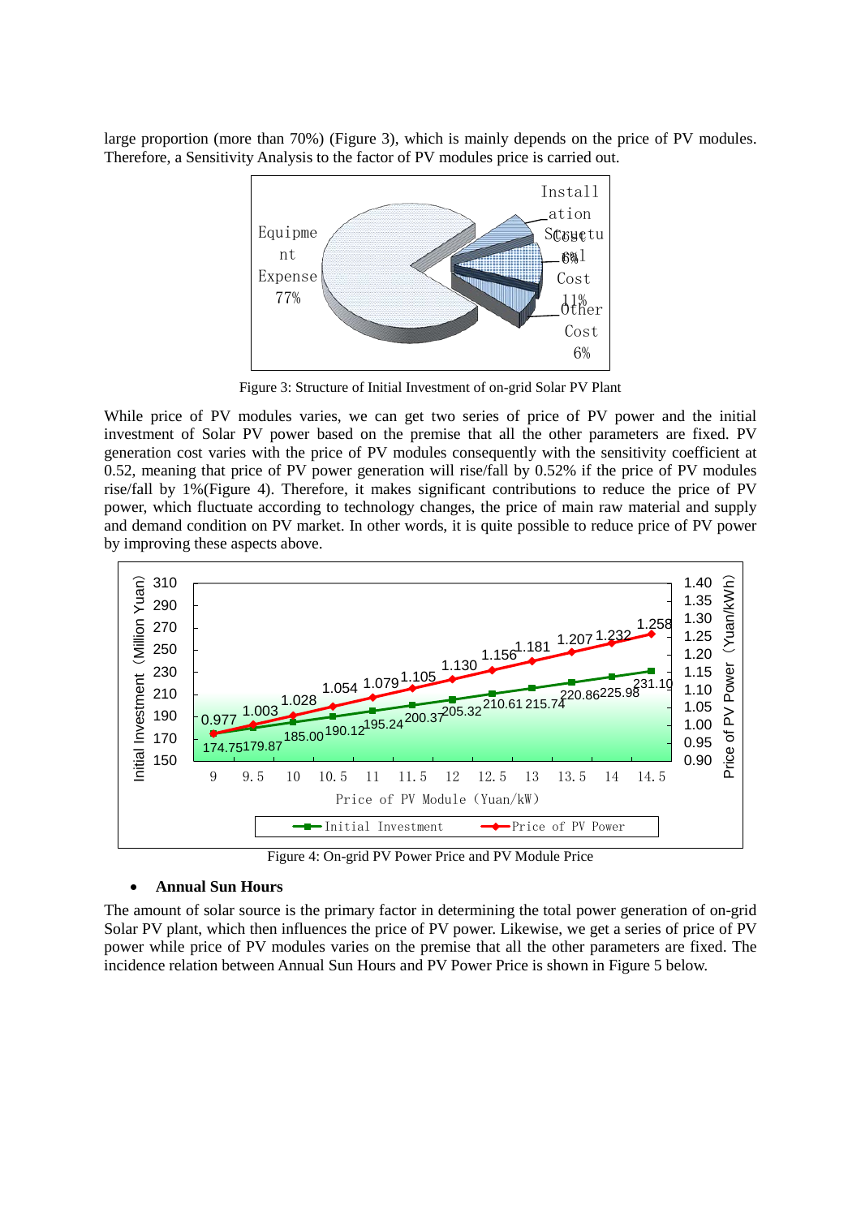large proportion (more than 70%) (Figure 3), which is mainly depends on the price of PV modules. Therefore, a Sensitivity Analysis to the factor of PV modules price is carried out.

Figure 3: Structure of Initial Investment of on-grid Solar PV Plant

While price of PV modules varies, we can get two series of price of PV power and the initial investment of Solar PV power based on the premise that all the other parameters are fixed. PV generation cost varies with the price of PV modules consequently with the sensitivity coefficient at 0.52, meaning that price of PV power generation will rise/fall by 0.52% if the price of PV modules rise/fall by 1%(Figure 4). Therefore, it makes significant contributions to reduce the price of PV power, which fluctuate according to technology changes, the price of main raw material and supply and demand condition on PV market. In other words, it is quite possible to reduce price of PV power by improving these aspects above.

Figure 4: On-grid PV Power Price and PV Module Price

- **Annual Sun Hours**

The amount of solar source is the primary factor in determining the total power generation of on-grid Solar PV plant, which then influences the price of PV power. Likewise, we get a series of price of PV power while price of PV modules varies on the premise that all the other parameters are fixed. The incidence relation between Annual Sun Hours and PV Power Price is shown in Figure 5 below.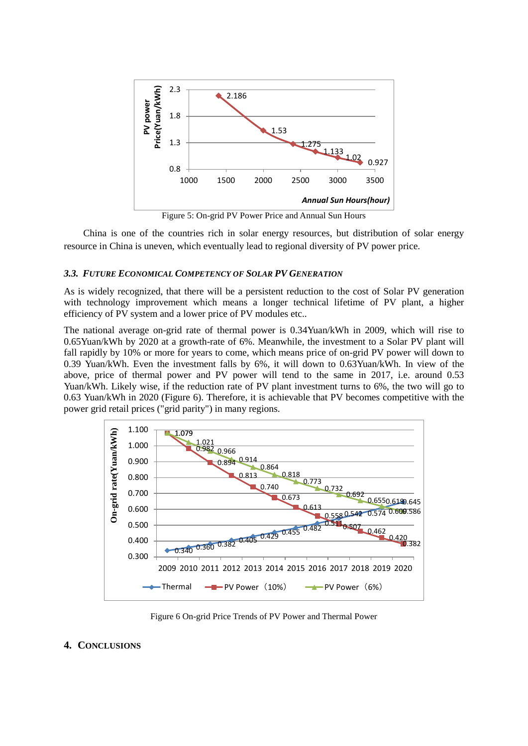Figure 5: On-grid PV Power Price and Annual Sun Hours

China is one of the countries rich in solar energy resources, but distribution of solar energy resource in China is uneven, which eventually lead to regional diversity of PV power price.

### *3.3. FUTURE ECONOMICAL COMPETENCY OF SOLAR PV GENERATION*

As is widely recognized, that there will be a persistent reduction to the cost of Solar PV generation with technology improvement which means a longer technical lifetime of PV plant, a higher efficiency of PV system and a lower price of PV modules etc..

The national average on-grid rate of thermal power is 0.34Yuan/kWh in 2009, which will rise to 0.65Yuan/kWh by 2020 at a growth-rate of 6%. Meanwhile, the investment to a Solar PV plant will fall rapidly by 10% or more for years to come, which means price of on-grid PV power will down to 0.39 Yuan/kWh. Even the investment falls by 6%, it will down to 0.63Yuan/kWh. In view of the above, price of thermal power and PV power will tend to the same in 2017, i.e. around 0.53 Yuan/kWh. Likely wise, if the reduction rate of PV plant investment turns to 6%, the two will go to 0.63 Yuan/kWh in 2020 (Figure 6). Therefore, it is achievable that PV becomes competitive with the power grid retail prices ("grid parity") in many regions.

Figure 6 On-grid Price Trends of PV Power and Thermal Power

## 4. CONCLUSIONS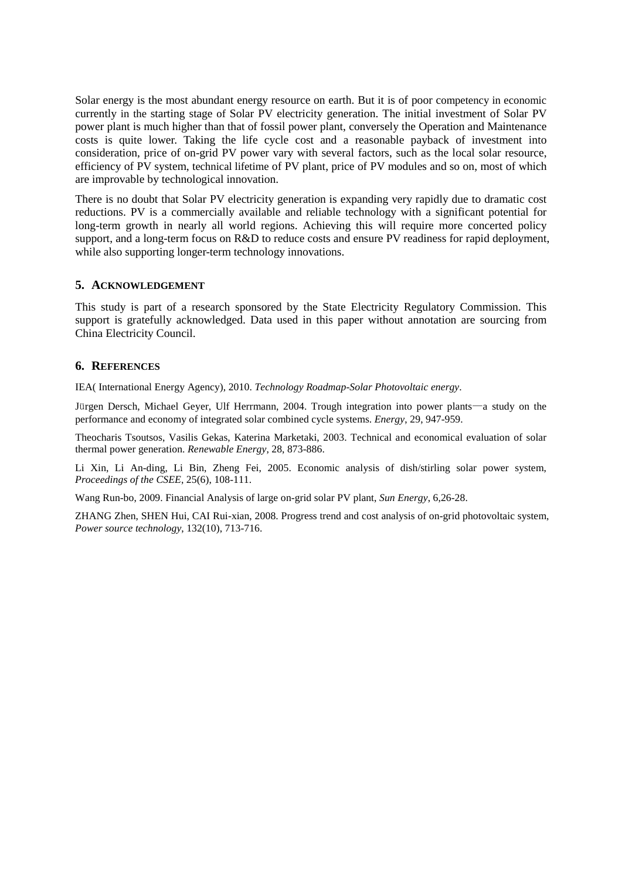Solar energy is the most abundant energy resource on earth. But it is of poor competency in economic currently in the starting stage of Solar PV electricity generation. The initial investment of Solar PV power plant is much higher than that of fossil power plant, conversely the Operation and Maintenance costs is quite lower. Taking the life cycle cost and a reasonable payback of investment into consideration, price of on-grid PV power vary with several factors, such as the local solar resource, efficiency of PV system, technical lifetime of PV plant, price of PV modules and so on, most of which are improvable by technological innovation.

There is no doubt that Solar PV electricity generation is expanding very rapidly due to dramatic cost reductions. PV is a commercially available and reliable technology with a significant potential for long-term growth in nearly all world regions. Achieving this will require more concerted policy support, and a long-term focus on R&D to reduce costs and ensure PV readiness for rapid deployment, while also supporting longer-term technology innovations.

## 5. ACKNOWLEDGEMENT

This study is part of a research sponsored by the State Electricity Regulatory Commission. This support is gratefully acknowledged. Data used in this paper without annotation are sourcing from China Electricity Council.

## 6. REFERENCES

IEA( International Energy Agency), 2010. *Technology Roadmap-Solar Photovoltaic energy*.

Jürgen Dersch, Michael Geyer, Ulf Herrmann, 2004. Trough integration into power plants—a study on the performance and economy of integrated solar combined cycle systems. *Energy*, 29, 947-959.

Theocharis Tsoutsos, Vasilis Gekas, Katerina Marketaki, 2003. Technical and economical evaluation of solar thermal power generation. *Renewable Energy*, 28, 873-886.

Li Xin, Li An-ding, Li Bin, Zheng Fei, 2005. Economic analysis of dish/stirling solar power system, *Proceedings of the CSEE*, 25(6), 108-111.

Wang Run-bo, 2009. Financial Analysis of large on-grid solar PV plant, *Sun Energy*, 6,26-28.

ZHANG Zhen, SHEN Hui, CAI Rui-xian, 2008. Progress trend and cost analysis of on-grid photovoltaic system, *Power source technology*, 132(10), 713-716.